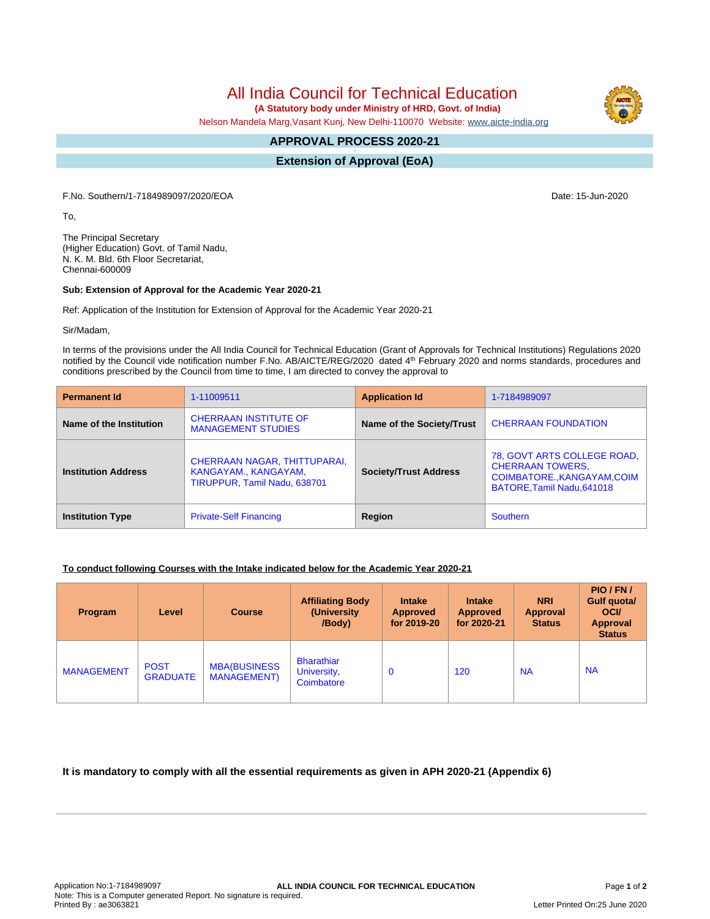# All India Council for Technical Education

**(A Statutory body under Ministry of HRD, Govt. of India)**

Nelson Mandela Marg,Vasant Kunj, New Delhi-110070 Website: www.aicte-india.org

## APPROVAL PROCESS 2020-21

## Extension of Approval (EoA)

F.No. Southern/1-7184989097/2020/EOA

Date: 15-Jun-2020

To,

The Principal Secretary
(Higher Education) Govt. of Tamil Nadu,
N. K. M. Bld. 6th Floor Secretariat,
Chennai-600009

**Sub: Extension of Approval for the Academic Year 2020-21**

Ref: Application of the Institution for Extension of Approval for the Academic Year 2020-21

Sir/Madam,

In terms of the provisions under the All India Council for Technical Education (Grant of Approvals for Technical Institutions) Regulations 2020 notified by the Council vide notification number F.No. AB/AICTE/REG/2020 dated 4th February 2020 and norms standards, procedures and conditions prescribed by the Council from time to time, I am directed to convey the approval to

| Permanent Id | 1-11009511 | Application Id | 1-7184989097 |
|---|---|---|---|
| Name of the Institution | CHERRAAN INSTITUTE OF MANAGEMENT STUDIES | Name of the Society/Trust | CHERRAAN FOUNDATION |
| Institution Address | CHERRAAN NAGAR, THITTUPARAI, KANGAYAM., KANGAYAM, TIRUPPUR, Tamil Nadu, 638701 | Society/Trust Address | 78, GOVT ARTS COLLEGE ROAD, CHERRAAN TOWERS, COIMBATORE.,KANGAYAM,COIMBATORE,Tamil Nadu,641018 |
| Institution Type | Private-Self Financing | Region | Southern |

**To conduct following Courses with the Intake indicated below for the Academic Year 2020-21**

| Program | Level | Course | Affiliating Body (University /Body) | Intake Approved for 2019-20 | Intake Approved for 2020-21 | NRI Approval Status | PIO / FN / Gulf quota/ OCI/ Approval Status |
|---|---|---|---|---|---|---|---|
| MANAGEMENT | POST GRADUATE | MBA(BUSINESS MANAGEMENT) | Bharathiar University, Coimbatore | 0 | 120 | NA | NA |

**It is mandatory to comply with all the essential requirements as given in APH 2020-21 (Appendix 6)**

Application No:1-7184989097
Note: This is a Computer generated Report. No signature is required.
Printed By : ae3063821
Letter Printed On:25 June 2020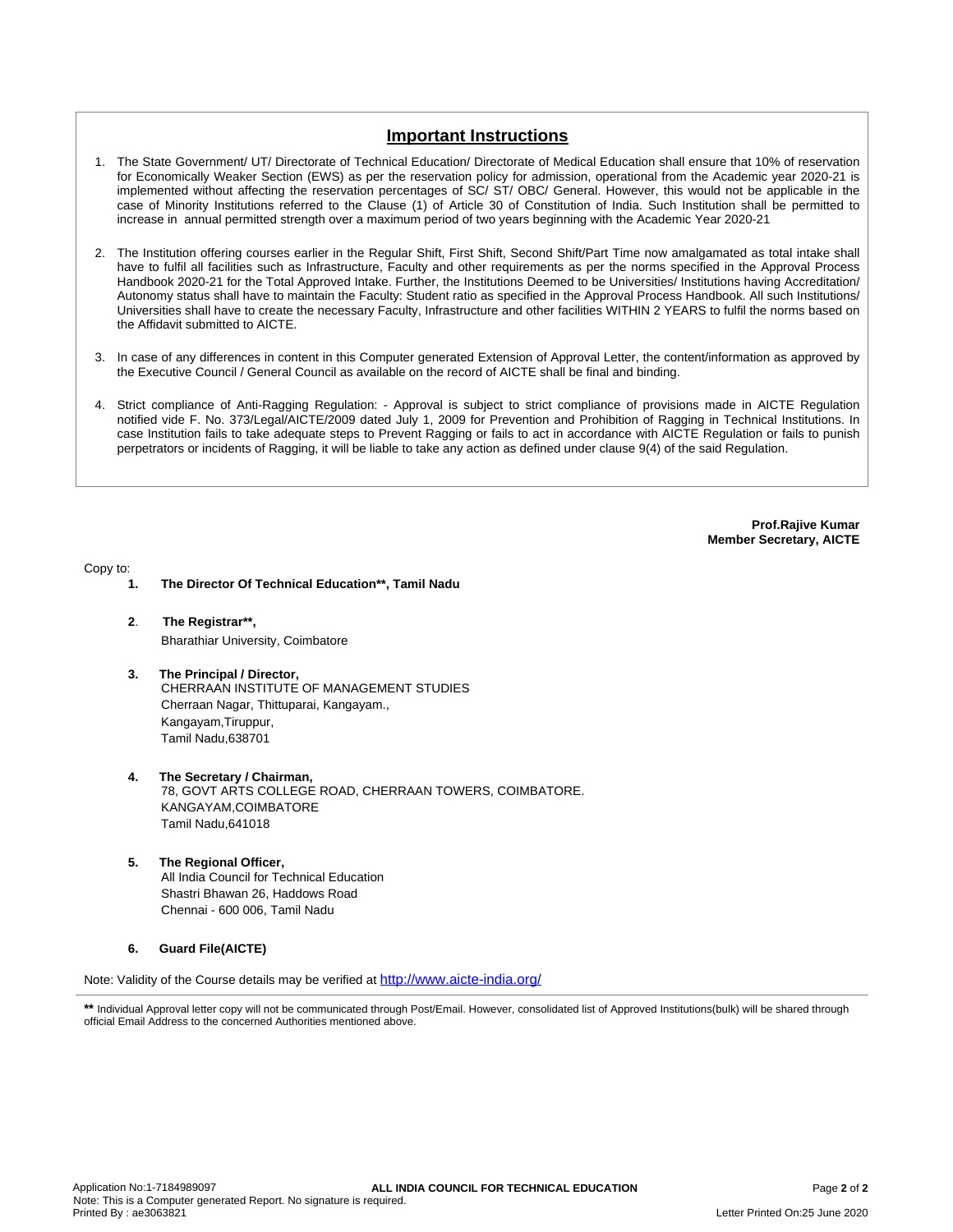## Important Instructions

1. The State Government/ UT/ Directorate of Technical Education/ Directorate of Medical Education shall ensure that 10% of reservation for Economically Weaker Section (EWS) as per the reservation policy for admission, operational from the Academic year 2020-21 is implemented without affecting the reservation percentages of SC/ ST/ OBC/ General. However, this would not be applicable in the case of Minority Institutions referred to the Clause (1) of Article 30 of Constitution of India. Such Institution shall be permitted to increase in annual permitted strength over a maximum period of two years beginning with the Academic Year 2020-21

2. The Institution offering courses earlier in the Regular Shift, First Shift, Second Shift/Part Time now amalgamated as total intake shall have to fulfil all facilities such as Infrastructure, Faculty and other requirements as per the norms specified in the Approval Process Handbook 2020-21 for the Total Approved Intake. Further, the Institutions Deemed to be Universities/ Institutions having Accreditation/ Autonomy status shall have to maintain the Faculty: Student ratio as specified in the Approval Process Handbook. All such Institutions/ Universities shall have to create the necessary Faculty, Infrastructure and other facilities WITHIN 2 YEARS to fulfil the norms based on the Affidavit submitted to AICTE.

3. In case of any differences in content in this Computer generated Extension of Approval Letter, the content/information as approved by the Executive Council / General Council as available on the record of AICTE shall be final and binding.

4. Strict compliance of Anti-Ragging Regulation: - Approval is subject to strict compliance of provisions made in AICTE Regulation notified vide F. No. 373/Legal/AICTE/2009 dated July 1, 2009 for Prevention and Prohibition of Ragging in Technical Institutions. In case Institution fails to take adequate steps to Prevent Ragging or fails to act in accordance with AICTE Regulation or fails to punish perpetrators or incidents of Ragging, it will be liable to take any action as defined under clause 9(4) of the said Regulation.

**Prof.Rajive Kumar**
**Member Secretary, AICTE**

Copy to:

1. **The Director Of Technical Education\*\*, Tamil Nadu**

2. **The Registrar\*\*,**
   Bharathiar University, Coimbatore

3. **The Principal / Director,**
   CHERRAAN INSTITUTE OF MANAGEMENT STUDIES
   Cherraan Nagar, Thittuparai, Kangayam.,
   Kangayam,Tiruppur,
   Tamil Nadu,638701

4. **The Secretary / Chairman,**
   78, GOVT ARTS COLLEGE ROAD, CHERRAAN TOWERS, COIMBATORE.
   KANGAYAM,COIMBATORE
   Tamil Nadu,641018

5. **The Regional Officer,**
   All India Council for Technical Education
   Shastri Bhawan 26, Haddows Road
   Chennai - 600 006, Tamil Nadu

6. **Guard File(AICTE)**

Note: Validity of the Course details may be verified at http://www.aicte-india.org/

**\*\*** Individual Approval letter copy will not be communicated through Post/Email. However, consolidated list of Approved Institutions(bulk) will be shared through official Email Address to the concerned Authorities mentioned above.

Application No:1-7184989097
Note: This is a Computer generated Report. No signature is required.
Printed By : ae3063821
Letter Printed On:25 June 2020